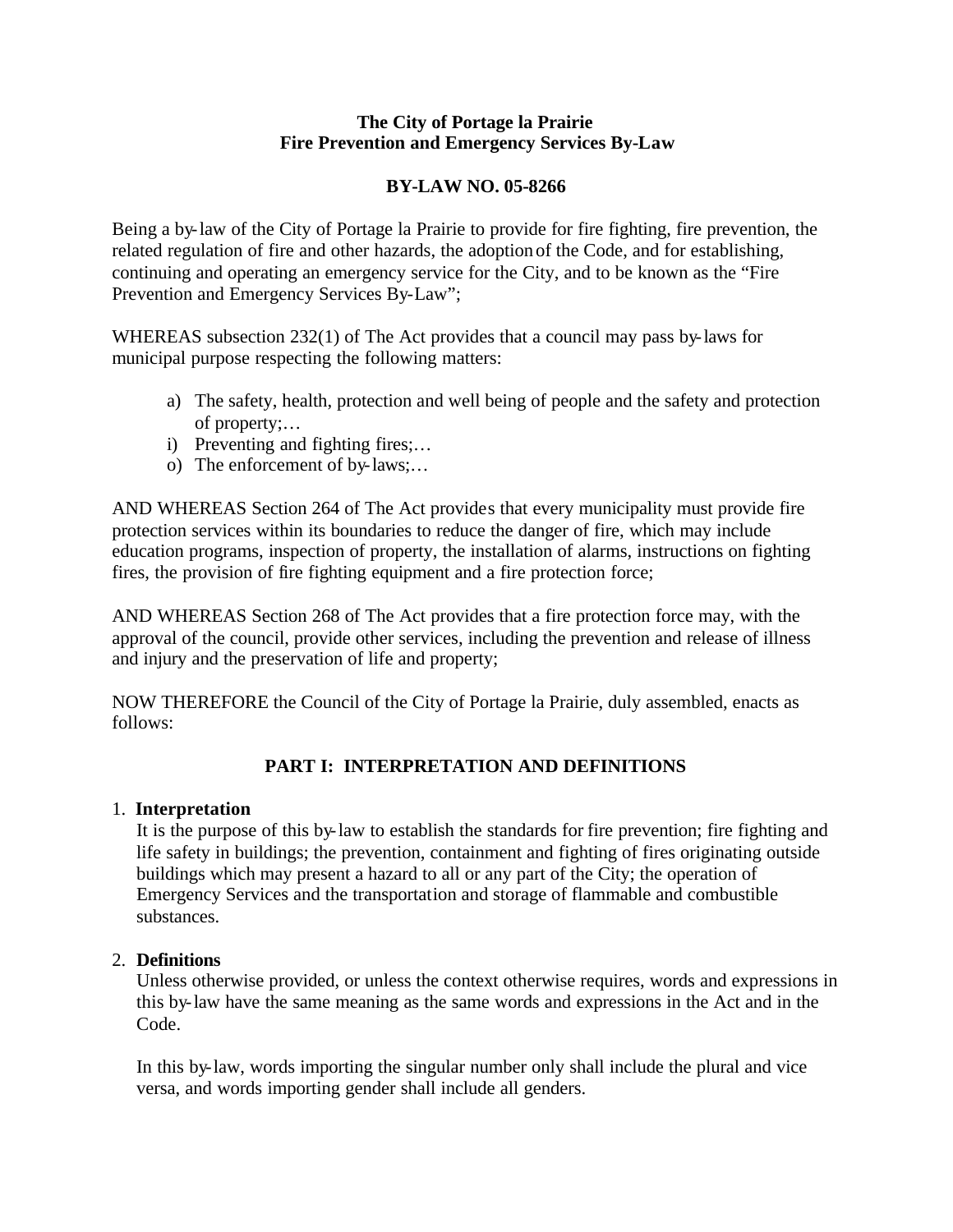**The City of Portage la Prairie**
**Fire Prevention and Emergency Services By-Law**

**BY-LAW NO. 05-8266**

Being a by-law of the City of Portage la Prairie to provide for fire fighting, fire prevention, the related regulation of fire and other hazards, the adoption of the Code, and for establishing, continuing and operating an emergency service for the City, and to be known as the "Fire Prevention and Emergency Services By-Law";

WHEREAS subsection 232(1) of The Act provides that a council may pass by-laws for municipal purpose respecting the following matters:

a) The safety, health, protection and well being of people and the safety and protection of property;…
i) Preventing and fighting fires;…
o) The enforcement of by-laws;…

AND WHEREAS Section 264 of The Act provides that every municipality must provide fire protection services within its boundaries to reduce the danger of fire, which may include education programs, inspection of property, the installation of alarms, instructions on fighting fires, the provision of fire fighting equipment and a fire protection force;

AND WHEREAS Section 268 of The Act provides that a fire protection force may, with the approval of the council, provide other services, including the prevention and release of illness and injury and the preservation of life and property;

NOW THEREFORE the Council of the City of Portage la Prairie, duly assembled, enacts as follows:

## PART I: INTERPRETATION AND DEFINITIONS

1. **Interpretation**

   It is the purpose of this by-law to establish the standards for fire prevention; fire fighting and life safety in buildings; the prevention, containment and fighting of fires originating outside buildings which may present a hazard to all or any part of the City; the operation of Emergency Services and the transportation and storage of flammable and combustible substances.

2. **Definitions**

   Unless otherwise provided, or unless the context otherwise requires, words and expressions in this by-law have the same meaning as the same words and expressions in the Act and in the Code.

   In this by-law, words importing the singular number only shall include the plural and vice versa, and words importing gender shall include all genders.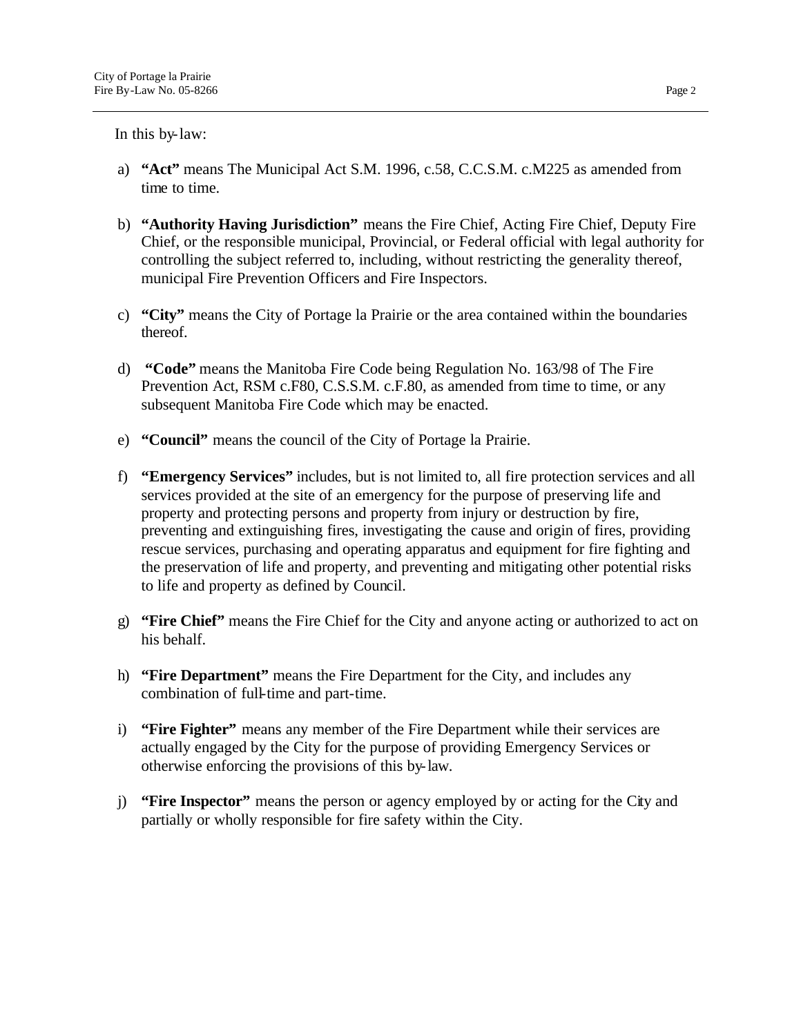In this by-law:

a) **"Act"** means The Municipal Act S.M. 1996, c.58, C.C.S.M. c.M225 as amended from time to time.

b) **"Authority Having Jurisdiction"** means the Fire Chief, Acting Fire Chief, Deputy Fire Chief, or the responsible municipal, Provincial, or Federal official with legal authority for controlling the subject referred to, including, without restricting the generality thereof, municipal Fire Prevention Officers and Fire Inspectors.

c) **"City"** means the City of Portage la Prairie or the area contained within the boundaries thereof.

d) **"Code"** means the Manitoba Fire Code being Regulation No. 163/98 of The Fire Prevention Act, RSM c.F80, C.S.S.M. c.F.80, as amended from time to time, or any subsequent Manitoba Fire Code which may be enacted.

e) **"Council"** means the council of the City of Portage la Prairie.

f) **"Emergency Services"** includes, but is not limited to, all fire protection services and all services provided at the site of an emergency for the purpose of preserving life and property and protecting persons and property from injury or destruction by fire, preventing and extinguishing fires, investigating the cause and origin of fires, providing rescue services, purchasing and operating apparatus and equipment for fire fighting and the preservation of life and property, and preventing and mitigating other potential risks to life and property as defined by Council.

g) **"Fire Chief"** means the Fire Chief for the City and anyone acting or authorized to act on his behalf.

h) **"Fire Department"** means the Fire Department for the City, and includes any combination of full-time and part-time.

i) **"Fire Fighter"** means any member of the Fire Department while their services are actually engaged by the City for the purpose of providing Emergency Services or otherwise enforcing the provisions of this by-law.

j) **"Fire Inspector"** means the person or agency employed by or acting for the City and partially or wholly responsible for fire safety within the City.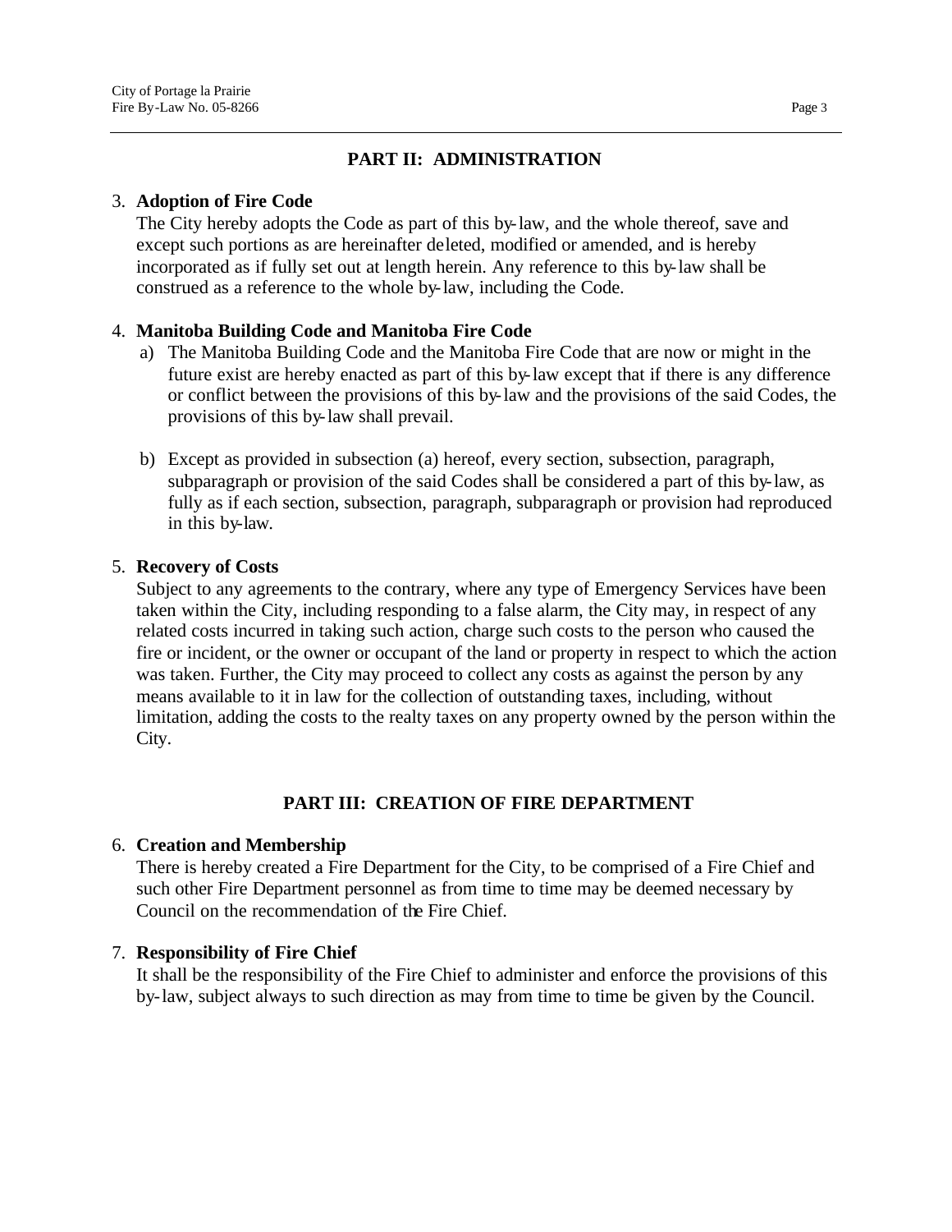## PART II: ADMINISTRATION

3. **Adoption of Fire Code**

   The City hereby adopts the Code as part of this by-law, and the whole thereof, save and except such portions as are hereinafter deleted, modified or amended, and is hereby incorporated as if fully set out at length herein. Any reference to this by-law shall be construed as a reference to the whole by-law, including the Code.

4. **Manitoba Building Code and Manitoba Fire Code**

   a) The Manitoba Building Code and the Manitoba Fire Code that are now or might in the future exist are hereby enacted as part of this by-law except that if there is any difference or conflict between the provisions of this by-law and the provisions of the said Codes, the provisions of this by-law shall prevail.

   b) Except as provided in subsection (a) hereof, every section, subsection, paragraph, subparagraph or provision of the said Codes shall be considered a part of this by-law, as fully as if each section, subsection, paragraph, subparagraph or provision had reproduced in this by-law.

5. **Recovery of Costs**

   Subject to any agreements to the contrary, where any type of Emergency Services have been taken within the City, including responding to a false alarm, the City may, in respect of any related costs incurred in taking such action, charge such costs to the person who caused the fire or incident, or the owner or occupant of the land or property in respect to which the action was taken. Further, the City may proceed to collect any costs as against the person by any means available to it in law for the collection of outstanding taxes, including, without limitation, adding the costs to the realty taxes on any property owned by the person within the City.

## PART III: CREATION OF FIRE DEPARTMENT

6. **Creation and Membership**

   There is hereby created a Fire Department for the City, to be comprised of a Fire Chief and such other Fire Department personnel as from time to time may be deemed necessary by Council on the recommendation of the Fire Chief.

7. **Responsibility of Fire Chief**

   It shall be the responsibility of the Fire Chief to administer and enforce the provisions of this by-law, subject always to such direction as may from time to time be given by the Council.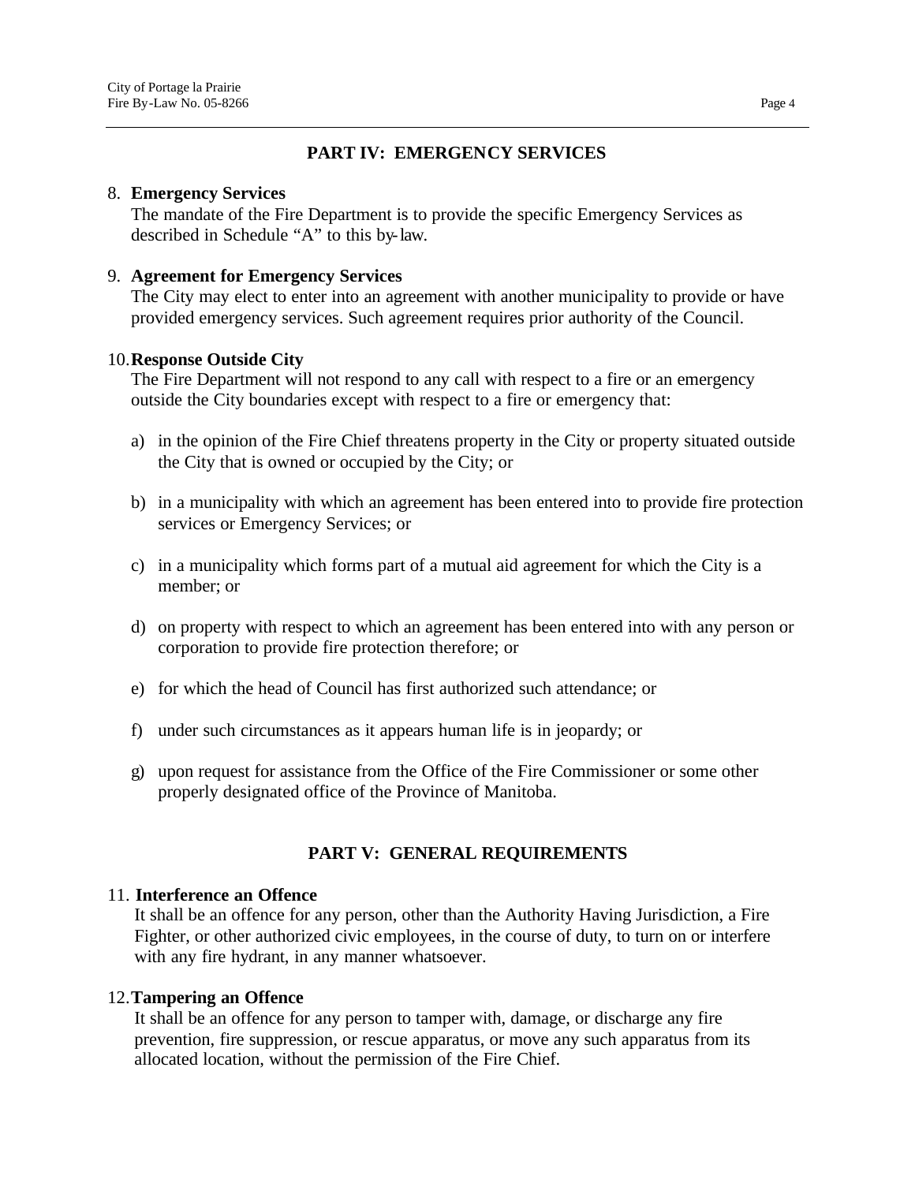## PART IV: EMERGENCY SERVICES

8. **Emergency Services**
   The mandate of the Fire Department is to provide the specific Emergency Services as described in Schedule "A" to this by-law.

9. **Agreement for Emergency Services**
   The City may elect to enter into an agreement with another municipality to provide or have provided emergency services. Such agreement requires prior authority of the Council.

10. **Response Outside City**
    The Fire Department will not respond to any call with respect to a fire or an emergency outside the City boundaries except with respect to a fire or emergency that:

    a) in the opinion of the Fire Chief threatens property in the City or property situated outside the City that is owned or occupied by the City; or

    b) in a municipality with which an agreement has been entered into to provide fire protection services or Emergency Services; or

    c) in a municipality which forms part of a mutual aid agreement for which the City is a member; or

    d) on property with respect to which an agreement has been entered into with any person or corporation to provide fire protection therefore; or

    e) for which the head of Council has first authorized such attendance; or

    f) under such circumstances as it appears human life is in jeopardy; or

    g) upon request for assistance from the Office of the Fire Commissioner or some other properly designated office of the Province of Manitoba.

## PART V: GENERAL REQUIREMENTS

11. **Interference an Offence**
    It shall be an offence for any person, other than the Authority Having Jurisdiction, a Fire Fighter, or other authorized civic employees, in the course of duty, to turn on or interfere with any fire hydrant, in any manner whatsoever.

12. **Tampering an Offence**
    It shall be an offence for any person to tamper with, damage, or discharge any fire prevention, fire suppression, or rescue apparatus, or move any such apparatus from its allocated location, without the permission of the Fire Chief.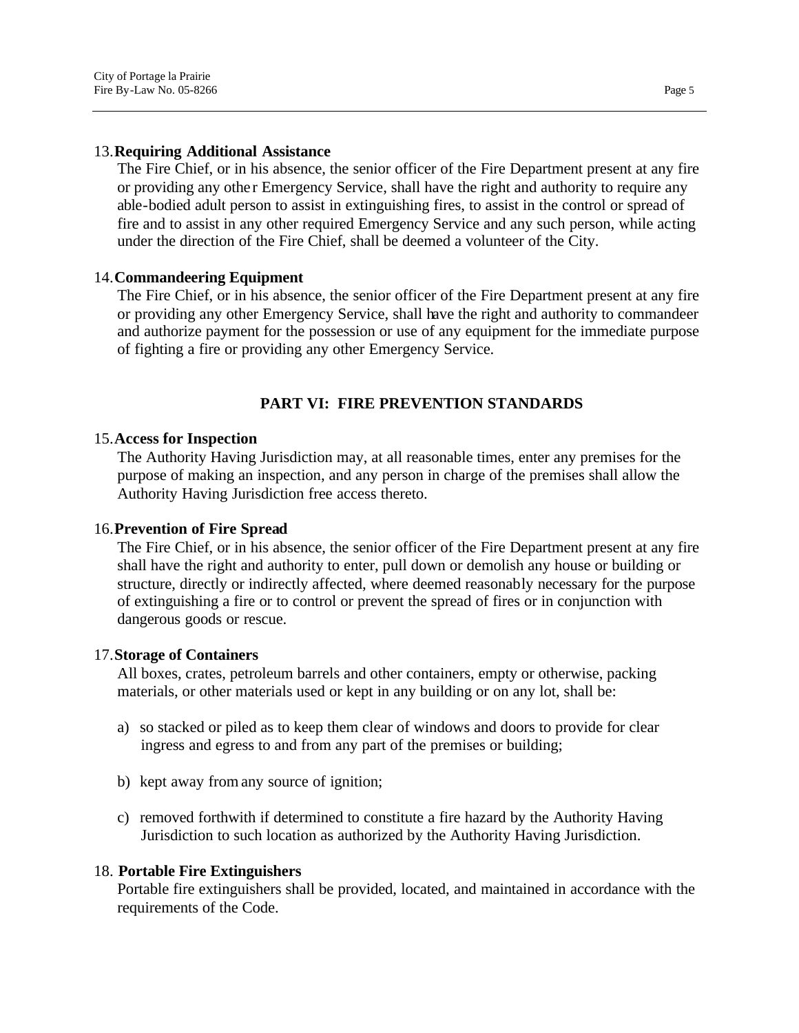13. **Requiring Additional Assistance**

The Fire Chief, or in his absence, the senior officer of the Fire Department present at any fire or providing any other Emergency Service, shall have the right and authority to require any able-bodied adult person to assist in extinguishing fires, to assist in the control or spread of fire and to assist in any other required Emergency Service and any such person, while acting under the direction of the Fire Chief, shall be deemed a volunteer of the City.

14. **Commandeering Equipment**

The Fire Chief, or in his absence, the senior officer of the Fire Department present at any fire or providing any other Emergency Service, shall have the right and authority to commandeer and authorize payment for the possession or use of any equipment for the immediate purpose of fighting a fire or providing any other Emergency Service.

## PART VI: FIRE PREVENTION STANDARDS

15. **Access for Inspection**

The Authority Having Jurisdiction may, at all reasonable times, enter any premises for the purpose of making an inspection, and any person in charge of the premises shall allow the Authority Having Jurisdiction free access thereto.

16. **Prevention of Fire Spread**

The Fire Chief, or in his absence, the senior officer of the Fire Department present at any fire shall have the right and authority to enter, pull down or demolish any house or building or structure, directly or indirectly affected, where deemed reasonably necessary for the purpose of extinguishing a fire or to control or prevent the spread of fires or in conjunction with dangerous goods or rescue.

17. **Storage of Containers**

All boxes, crates, petroleum barrels and other containers, empty or otherwise, packing materials, or other materials used or kept in any building or on any lot, shall be:

a) so stacked or piled as to keep them clear of windows and doors to provide for clear ingress and egress to and from any part of the premises or building;

b) kept away from any source of ignition;

c) removed forthwith if determined to constitute a fire hazard by the Authority Having Jurisdiction to such location as authorized by the Authority Having Jurisdiction.

18. **Portable Fire Extinguishers**

Portable fire extinguishers shall be provided, located, and maintained in accordance with the requirements of the Code.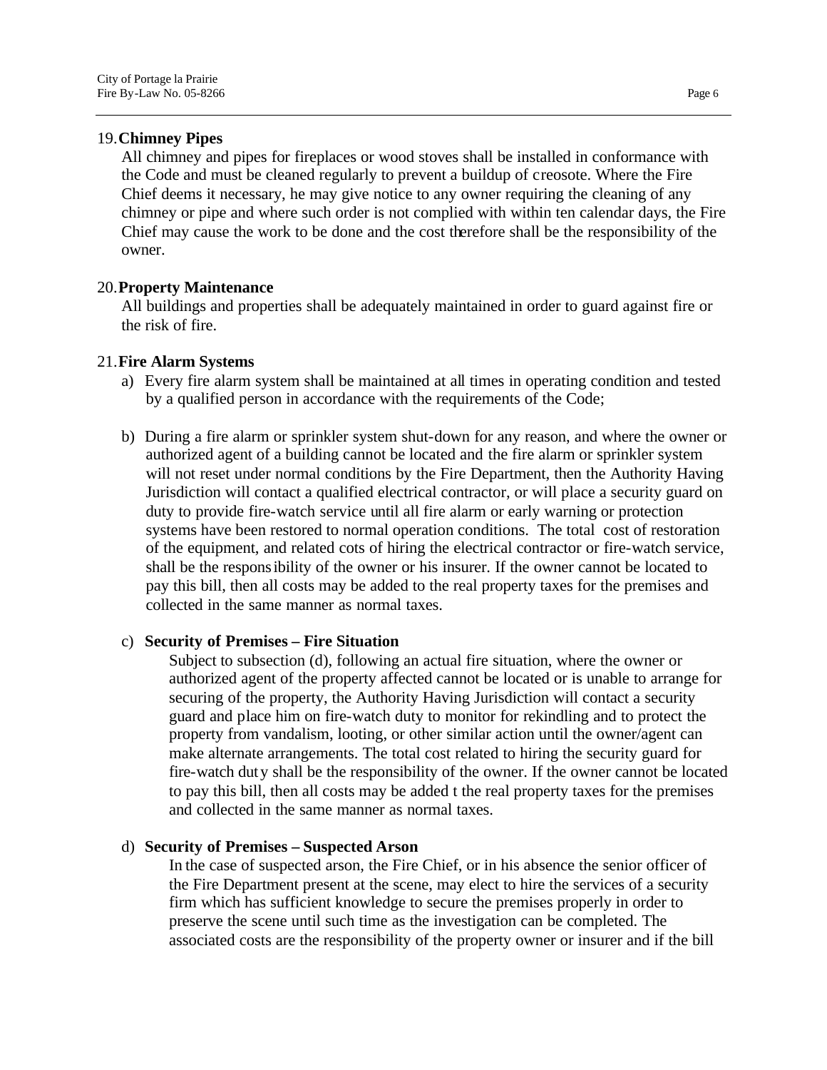19. **Chimney Pipes**

    All chimney and pipes for fireplaces or wood stoves shall be installed in conformance with the Code and must be cleaned regularly to prevent a buildup of creosote. Where the Fire Chief deems it necessary, he may give notice to any owner requiring the cleaning of any chimney or pipe and where such order is not complied with within ten calendar days, the Fire Chief may cause the work to be done and the cost therefore shall be the responsibility of the owner.

20. **Property Maintenance**

    All buildings and properties shall be adequately maintained in order to guard against fire or the risk of fire.

21. **Fire Alarm Systems**

    a) Every fire alarm system shall be maintained at all times in operating condition and tested by a qualified person in accordance with the requirements of the Code;

    b) During a fire alarm or sprinkler system shut-down for any reason, and where the owner or authorized agent of a building cannot be located and the fire alarm or sprinkler system will not reset under normal conditions by the Fire Department, then the Authority Having Jurisdiction will contact a qualified electrical contractor, or will place a security guard on duty to provide fire-watch service until all fire alarm or early warning or protection systems have been restored to normal operation conditions. The total cost of restoration of the equipment, and related cots of hiring the electrical contractor or fire-watch service, shall be the responsibility of the owner or his insurer. If the owner cannot be located to pay this bill, then all costs may be added to the real property taxes for the premises and collected in the same manner as normal taxes.

    c) **Security of Premises – Fire Situation**

       Subject to subsection (d), following an actual fire situation, where the owner or authorized agent of the property affected cannot be located or is unable to arrange for securing of the property, the Authority Having Jurisdiction will contact a security guard and place him on fire-watch duty to monitor for rekindling and to protect the property from vandalism, looting, or other similar action until the owner/agent can make alternate arrangements. The total cost related to hiring the security guard for fire-watch duty shall be the responsibility of the owner. If the owner cannot be located to pay this bill, then all costs may be added t the real property taxes for the premises and collected in the same manner as normal taxes.

    d) **Security of Premises – Suspected Arson**

       In the case of suspected arson, the Fire Chief, or in his absence the senior officer of the Fire Department present at the scene, may elect to hire the services of a security firm which has sufficient knowledge to secure the premises properly in order to preserve the scene until such time as the investigation can be completed. The associated costs are the responsibility of the property owner or insurer and if the bill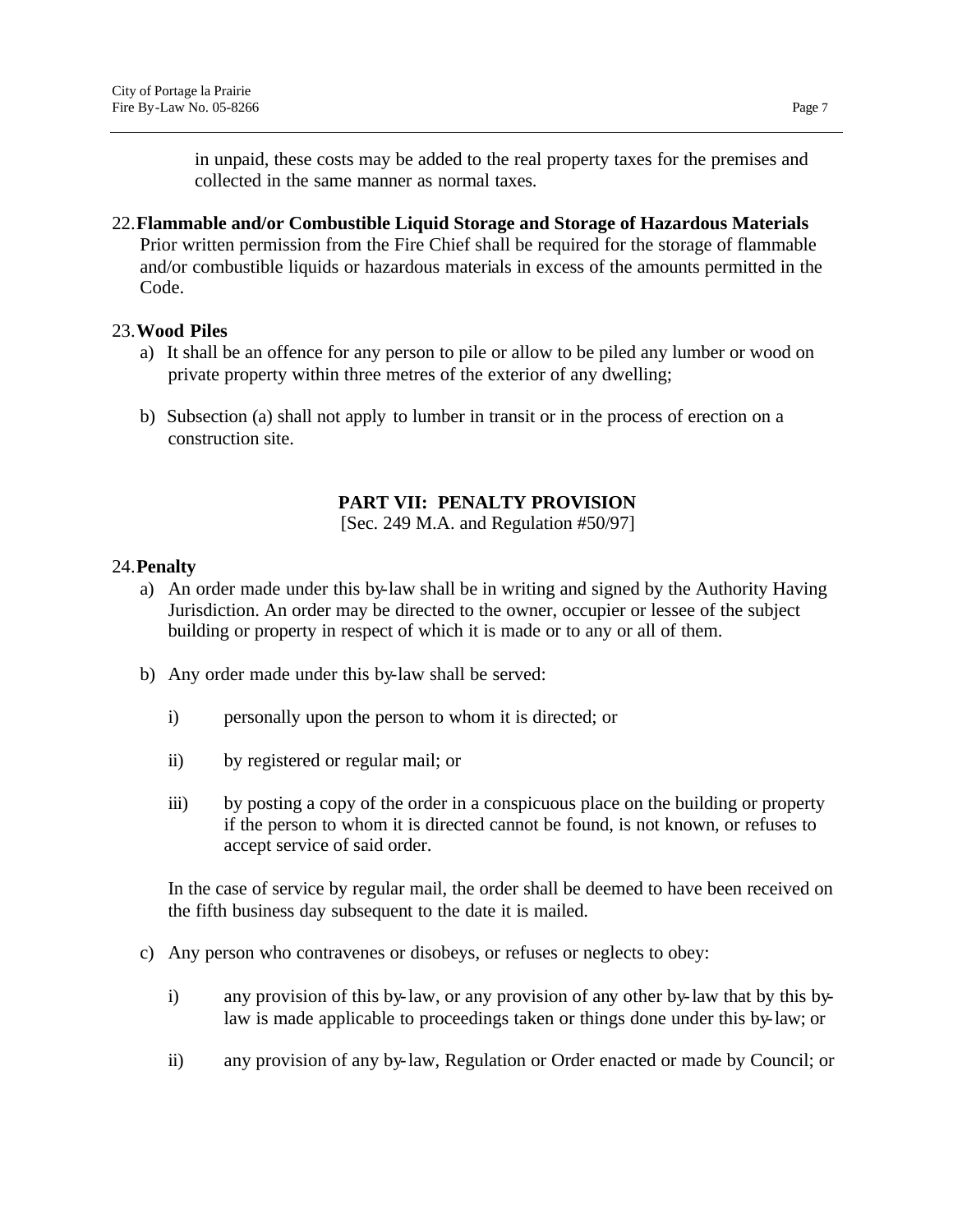in unpaid, these costs may be added to the real property taxes for the premises and collected in the same manner as normal taxes.

22. **Flammable and/or Combustible Liquid Storage and Storage of Hazardous Materials**
Prior written permission from the Fire Chief shall be required for the storage of flammable and/or combustible liquids or hazardous materials in excess of the amounts permitted in the Code.

23. **Wood Piles**

a) It shall be an offence for any person to pile or allow to be piled any lumber or wood on private property within three metres of the exterior of any dwelling;

b) Subsection (a) shall not apply to lumber in transit or in the process of erection on a construction site.

## PART VII: PENALTY PROVISION

[Sec. 249 M.A. and Regulation #50/97]

24. **Penalty**

a) An order made under this by-law shall be in writing and signed by the Authority Having Jurisdiction. An order may be directed to the owner, occupier or lessee of the subject building or property in respect of which it is made or to any or all of them.

b) Any order made under this by-law shall be served:

   i) personally upon the person to whom it is directed; or

   ii) by registered or regular mail; or

   iii) by posting a copy of the order in a conspicuous place on the building or property if the person to whom it is directed cannot be found, is not known, or refuses to accept service of said order.

   In the case of service by regular mail, the order shall be deemed to have been received on the fifth business day subsequent to the date it is mailed.

c) Any person who contravenes or disobeys, or refuses or neglects to obey:

   i) any provision of this by-law, or any provision of any other by-law that by this by-law is made applicable to proceedings taken or things done under this by-law; or

   ii) any provision of any by-law, Regulation or Order enacted or made by Council; or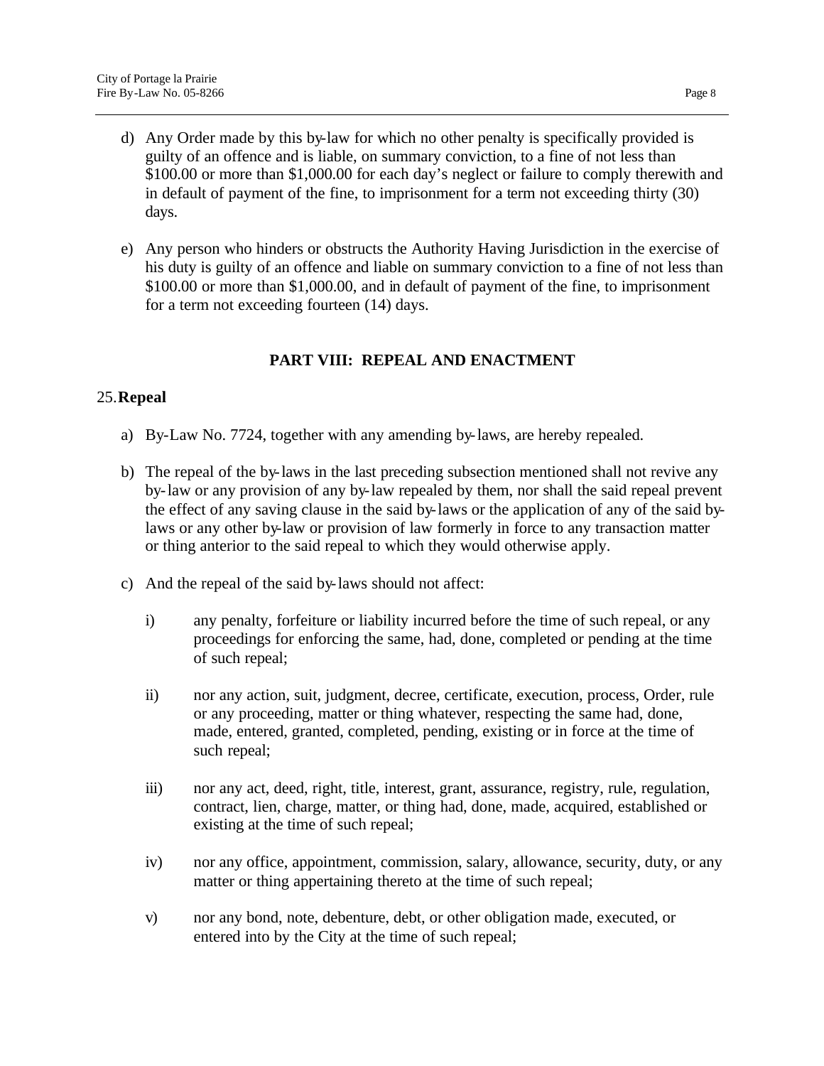d) Any Order made by this by-law for which no other penalty is specifically provided is guilty of an offence and is liable, on summary conviction, to a fine of not less than $100.00 or more than $1,000.00 for each day's neglect or failure to comply therewith and in default of payment of the fine, to imprisonment for a term not exceeding thirty (30) days.

e) Any person who hinders or obstructs the Authority Having Jurisdiction in the exercise of his duty is guilty of an offence and liable on summary conviction to a fine of not less than $100.00 or more than $1,000.00, and in default of payment of the fine, to imprisonment for a term not exceeding fourteen (14) days.

## PART VIII: REPEAL AND ENACTMENT

### 25. Repeal

a) By-Law No. 7724, together with any amending by-laws, are hereby repealed.

b) The repeal of the by-laws in the last preceding subsection mentioned shall not revive any by-law or any provision of any by-law repealed by them, nor shall the said repeal prevent the effect of any saving clause in the said by-laws or the application of any of the said by-laws or any other by-law or provision of law formerly in force to any transaction matter or thing anterior to the said repeal to which they would otherwise apply.

c) And the repeal of the said by-laws should not affect:

   i) any penalty, forfeiture or liability incurred before the time of such repeal, or any proceedings for enforcing the same, had, done, completed or pending at the time of such repeal;

   ii) nor any action, suit, judgment, decree, certificate, execution, process, Order, rule or any proceeding, matter or thing whatever, respecting the same had, done, made, entered, granted, completed, pending, existing or in force at the time of such repeal;

   iii) nor any act, deed, right, title, interest, grant, assurance, registry, rule, regulation, contract, lien, charge, matter, or thing had, done, made, acquired, established or existing at the time of such repeal;

   iv) nor any office, appointment, commission, salary, allowance, security, duty, or any matter or thing appertaining thereto at the time of such repeal;

   v) nor any bond, note, debenture, debt, or other obligation made, executed, or entered into by the City at the time of such repeal;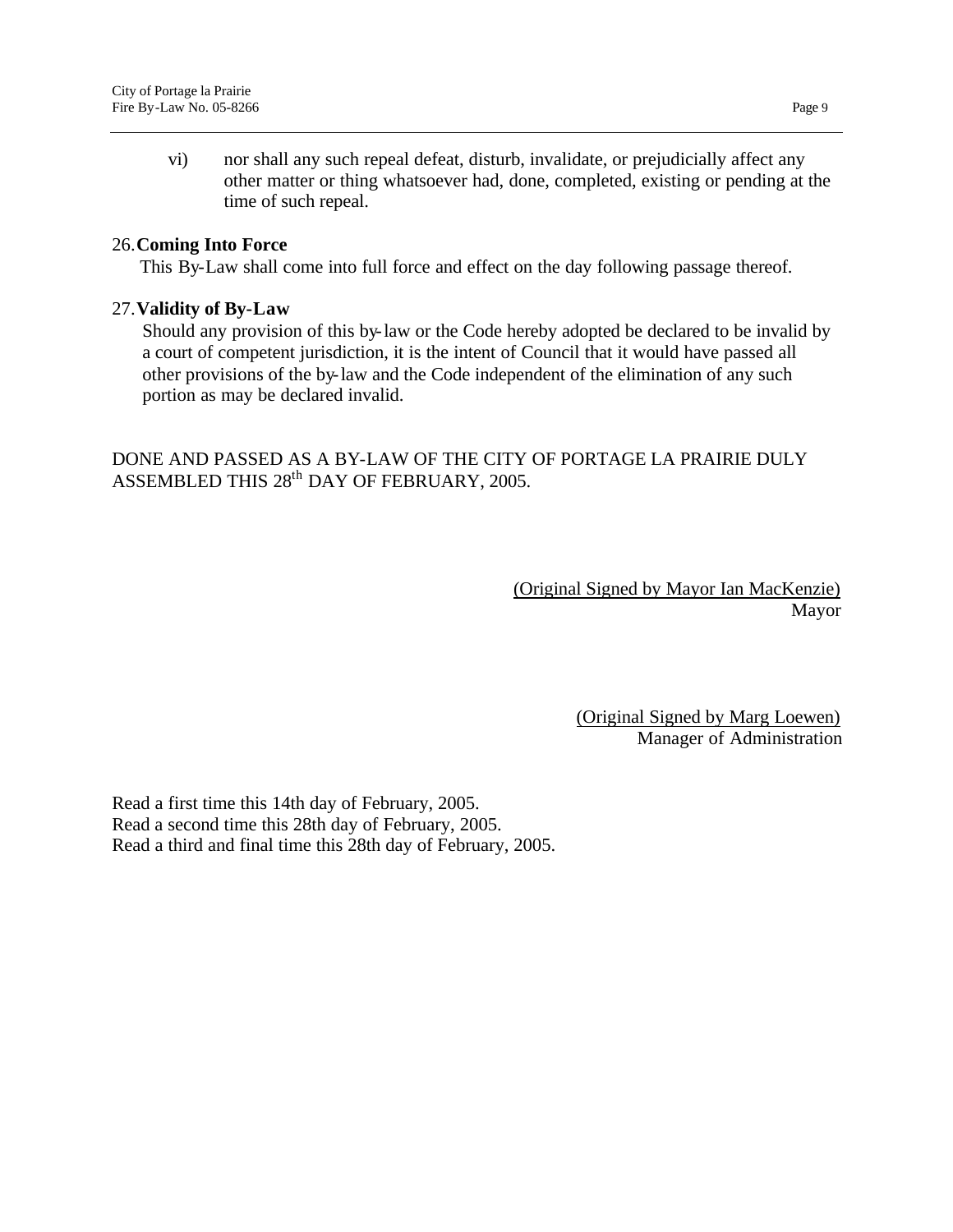vi) nor shall any such repeal defeat, disturb, invalidate, or prejudicially affect any other matter or thing whatsoever had, done, completed, existing or pending at the time of such repeal.

26. **Coming Into Force**

This By-Law shall come into full force and effect on the day following passage thereof.

27. **Validity of By-Law**

Should any provision of this by-law or the Code hereby adopted be declared to be invalid by a court of competent jurisdiction, it is the intent of Council that it would have passed all other provisions of the by-law and the Code independent of the elimination of any such portion as may be declared invalid.

DONE AND PASSED AS A BY-LAW OF THE CITY OF PORTAGE LA PRAIRIE DULY ASSEMBLED THIS 28th DAY OF FEBRUARY, 2005.

(Original Signed by Mayor Ian MacKenzie)
Mayor

(Original Signed by Marg Loewen)
Manager of Administration

Read a first time this 14th day of February, 2005.
Read a second time this 28th day of February, 2005.
Read a third and final time this 28th day of February, 2005.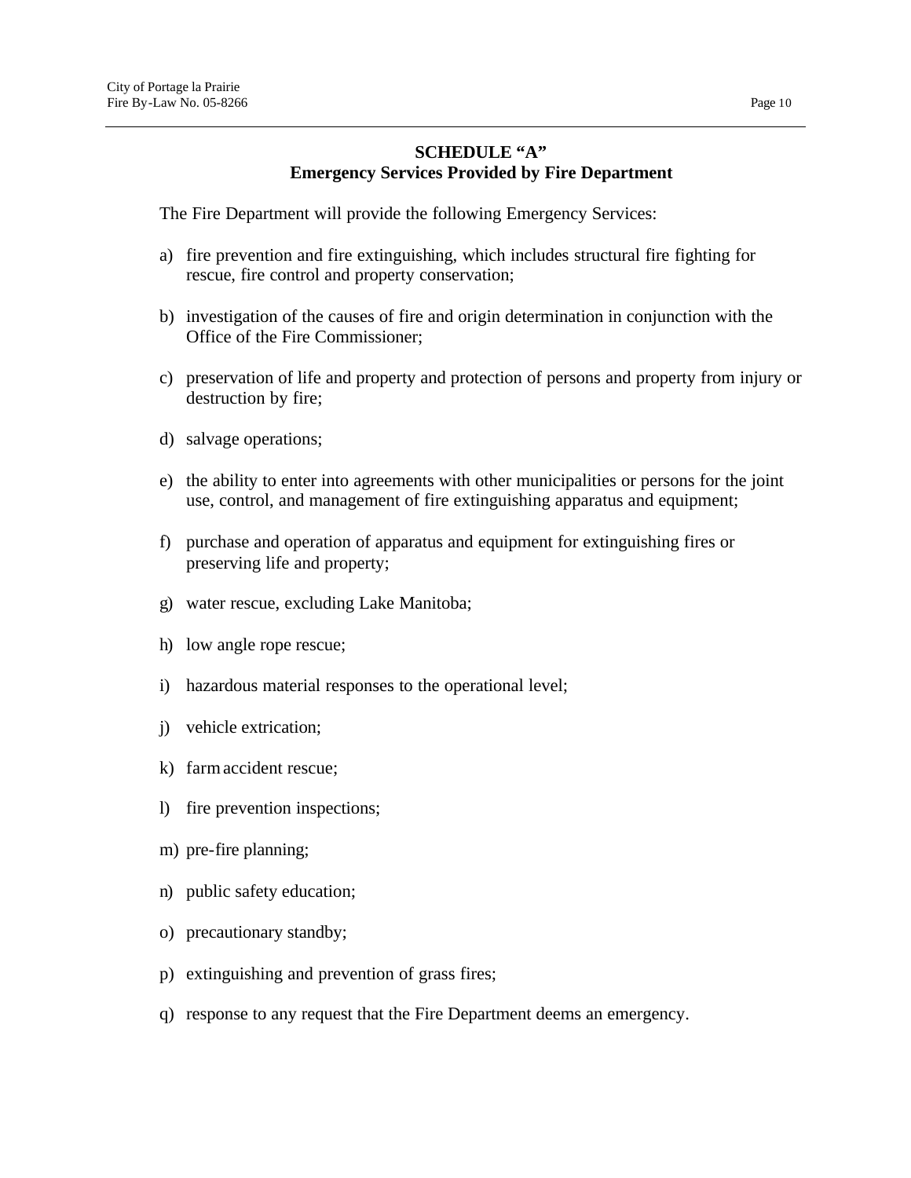## SCHEDULE "A"
## Emergency Services Provided by Fire Department

The Fire Department will provide the following Emergency Services:

a) fire prevention and fire extinguishing, which includes structural fire fighting for rescue, fire control and property conservation;

b) investigation of the causes of fire and origin determination in conjunction with the Office of the Fire Commissioner;

c) preservation of life and property and protection of persons and property from injury or destruction by fire;

d) salvage operations;

e) the ability to enter into agreements with other municipalities or persons for the joint use, control, and management of fire extinguishing apparatus and equipment;

f) purchase and operation of apparatus and equipment for extinguishing fires or preserving life and property;

g) water rescue, excluding Lake Manitoba;

h) low angle rope rescue;

i) hazardous material responses to the operational level;

j) vehicle extrication;

k) farm accident rescue;

l) fire prevention inspections;

m) pre-fire planning;

n) public safety education;

o) precautionary standby;

p) extinguishing and prevention of grass fires;

q) response to any request that the Fire Department deems an emergency.